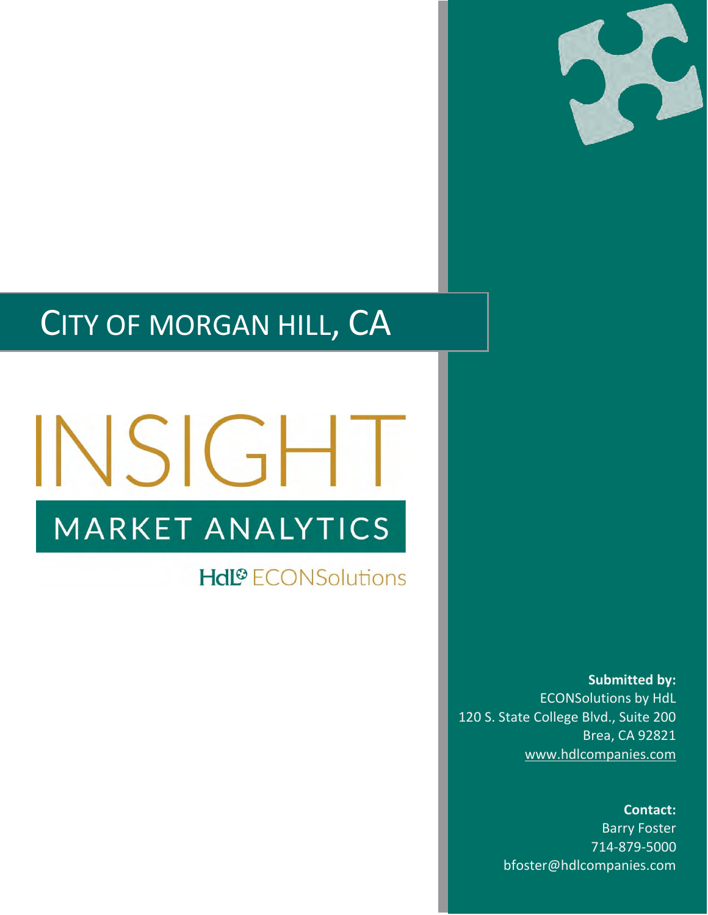# City of Morgan Hill, CA

# INSIGHT

## MARKET ANALYTICS

HdL ECONSolutions

**Submitted by:**
ECONSolutions by HdL
120 S. State College Blvd., Suite 200
Brea, CA 92821
www.hdlcompanies.com

**Contact:**
Barry Foster
714-879-5000
bfoster@hdlcompanies.com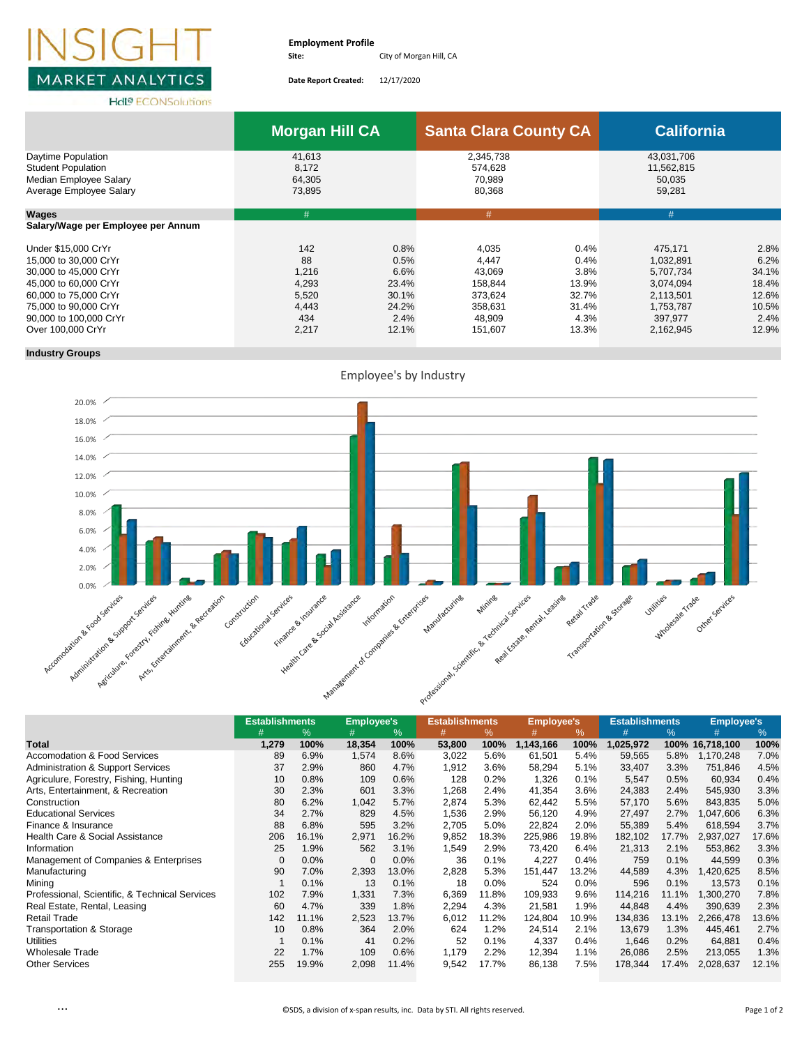INSIGHT MARKET ANALYTICS

**Employment Profile**
**Site:** City of Morgan Hill, CA

**Date Report Created:** 12/17/2020

| | Morgan Hill CA | | Santa Clara County CA | | California | |
|---|---|---|---|---|---|---|
| Daytime Population | 41,613 | | 2,345,738 | | 43,031,706 | |
| Student Population | 8,172 | | 574,628 | | 11,562,815 | |
| Median Employee Salary | 64,305 | | 70,989 | | 50,035 | |
| Average Employee Salary | 73,895 | | 80,368 | | 59,281 | |
| **Wages** | # | | # | | # | |
| **Salary/Wage per Employee per Annum** | | | | | | |
| Under $15,000 CrYr | 142 | 0.8% | 4,035 | 0.4% | 475,171 | 2.8% |
| 15,000 to 30,000 CrYr | 88 | 0.5% | 4,447 | 0.4% | 1,032,891 | 6.2% |
| 30,000 to 45,000 CrYr | 1,216 | 6.6% | 43,069 | 3.8% | 5,707,734 | 34.1% |
| 45,000 to 60,000 CrYr | 4,293 | 23.4% | 158,844 | 13.9% | 3,074,094 | 18.4% |
| 60,000 to 75,000 CrYr | 5,520 | 30.1% | 373,624 | 32.7% | 2,113,501 | 12.6% |
| 75,000 to 90,000 CrYr | 4,443 | 24.2% | 358,631 | 31.4% | 1,753,787 | 10.5% |
| 90,000 to 100,000 CrYr | 434 | 2.4% | 48,909 | 4.3% | 397,977 | 2.4% |
| Over 100,000 CrYr | 2,217 | 12.1% | 151,607 | 13.3% | 2,162,945 | 12.9% |

**Industry Groups**

Employee's by Industry

| | Morgan Hill CA Establishments | | Morgan Hill CA Employee's | | Santa Clara County CA Establishments | | Santa Clara County CA Employee's | | California Establishments | | California Employee's | |
|---|---|---|---|---|---|---|---|---|---|---|---|---|
| | # | % | # | % | # | % | # | % | # | % | # | % |
| **Total** | **1,279** | **100%** | **18,354** | **100%** | **53,800** | **100%** | **1,143,166** | **100%** | **1,025,972** | **100%** | **16,718,100** | **100%** |
| Accomodation & Food Services | 89 | 6.9% | 1,574 | 8.6% | 3,022 | 5.6% | 61,501 | 5.4% | 59,565 | 5.8% | 1,170,248 | 7.0% |
| Administration & Support Services | 37 | 2.9% | 860 | 4.7% | 1,912 | 3.6% | 58,294 | 5.1% | 33,407 | 3.3% | 751,846 | 4.5% |
| Agriculture, Forestry, Fishing, Hunting | 10 | 0.8% | 109 | 0.6% | 128 | 0.2% | 1,326 | 0.1% | 5,547 | 0.5% | 60,934 | 0.4% |
| Arts, Entertainment, & Recreation | 30 | 2.3% | 601 | 3.3% | 1,268 | 2.4% | 41,354 | 3.6% | 24,383 | 2.4% | 545,930 | 3.3% |
| Construction | 80 | 6.2% | 1,042 | 5.7% | 2,874 | 5.3% | 62,442 | 5.5% | 57,170 | 5.6% | 843,835 | 5.0% |
| Educational Services | 34 | 2.7% | 829 | 4.5% | 1,536 | 2.9% | 56,120 | 4.9% | 27,497 | 2.7% | 1,047,606 | 6.3% |
| Finance & Insurance | 88 | 6.8% | 595 | 3.2% | 2,705 | 5.0% | 22,824 | 2.0% | 55,389 | 5.4% | 618,594 | 3.7% |
| Health Care & Social Assistance | 206 | 16.1% | 2,971 | 16.2% | 9,852 | 18.3% | 225,986 | 19.8% | 182,102 | 17.7% | 2,937,027 | 17.6% |
| Information | 25 | 1.9% | 562 | 3.1% | 1,549 | 2.9% | 73,420 | 6.4% | 21,313 | 2.1% | 553,862 | 3.3% |
| Management of Companies & Enterprises | 0 | 0.0% | 0 | 0.0% | 36 | 0.1% | 4,227 | 0.4% | 759 | 0.1% | 44,599 | 0.3% |
| Manufacturing | 90 | 7.0% | 2,393 | 13.0% | 2,828 | 5.3% | 151,447 | 13.2% | 44,589 | 4.3% | 1,420,625 | 8.5% |
| Mining | 1 | 0.1% | 13 | 0.1% | 18 | 0.0% | 524 | 0.0% | 596 | 0.1% | 13,573 | 0.1% |
| Professional, Scientific, & Technical Services | 102 | 7.9% | 1,331 | 7.3% | 6,369 | 11.8% | 109,933 | 9.6% | 114,216 | 11.1% | 1,300,270 | 7.8% |
| Real Estate, Rental, Leasing | 60 | 4.7% | 339 | 1.8% | 2,294 | 4.3% | 21,581 | 1.9% | 44,848 | 4.4% | 390,639 | 2.3% |
| Retail Trade | 142 | 11.1% | 2,523 | 13.7% | 6,012 | 11.2% | 124,804 | 10.9% | 134,836 | 13.1% | 2,266,478 | 13.6% |
| Transportation & Storage | 10 | 0.8% | 364 | 2.0% | 624 | 1.2% | 24,514 | 2.1% | 13,679 | 1.3% | 445,461 | 2.7% |
| Utilities | 1 | 0.1% | 41 | 0.2% | 52 | 0.1% | 4,337 | 0.4% | 1,646 | 0.2% | 64,881 | 0.4% |
| Wholesale Trade | 22 | 1.7% | 109 | 0.6% | 1,179 | 2.2% | 12,394 | 1.1% | 26,086 | 2.5% | 213,055 | 1.3% |
| Other Services | 255 | 19.9% | 2,098 | 11.4% | 9,542 | 17.7% | 86,138 | 7.5% | 178,344 | 17.4% | 2,028,637 | 12.1% |

©SDS, a division of x-span results, inc. Data by STI. All rights reserved.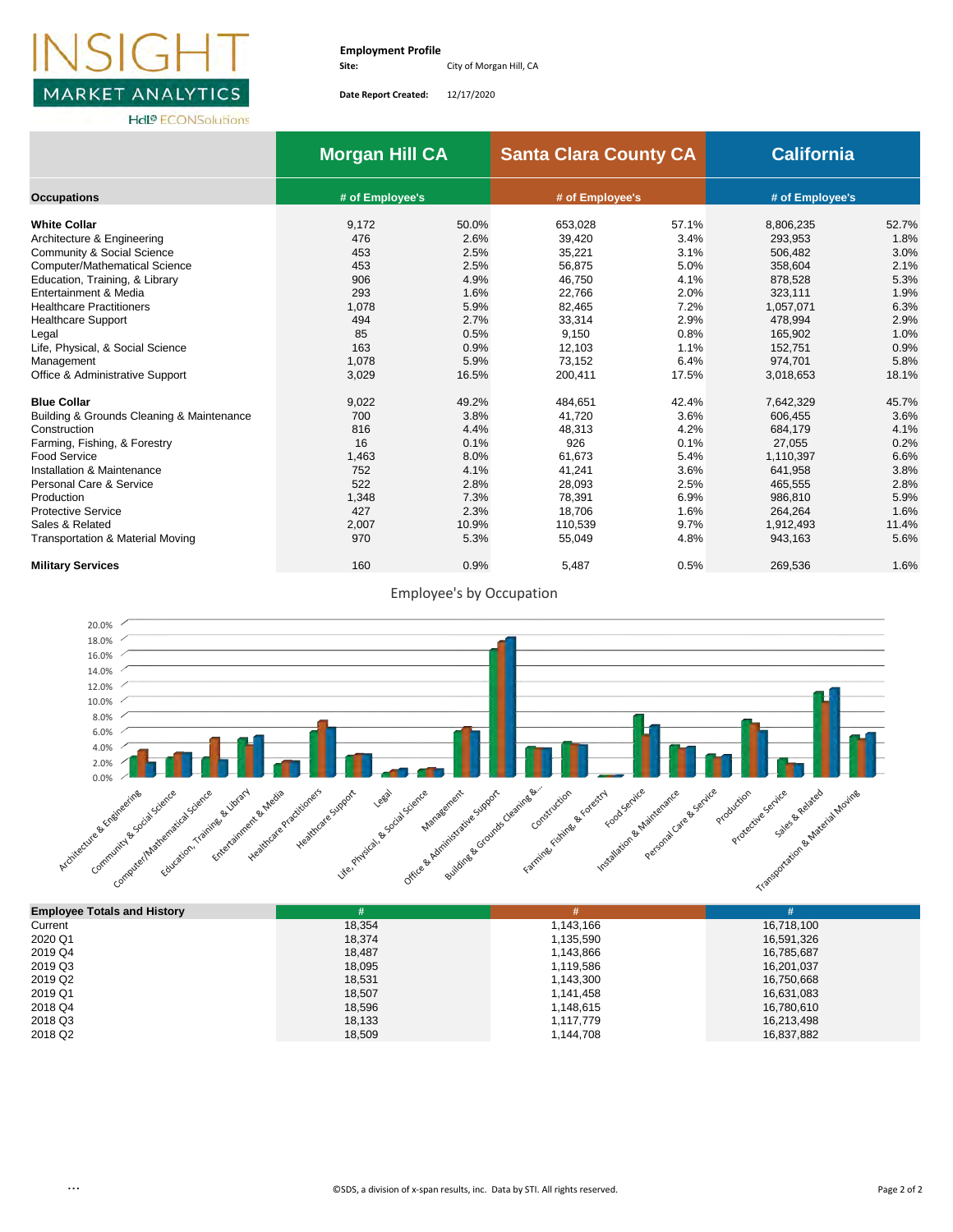INSIGHT MARKET ANALYTICS

**Employment Profile**

**Site:** City of Morgan Hill, CA

**Date Report Created:** 12/17/2020

| Occupations | Morgan Hill CA # of Employee's | | Santa Clara County CA # of Employee's | | California # of Employee's | |
|---|---|---|---|---|---|---|
| **White Collar** | 9,172 | 50.0% | 653,028 | 57.1% | 8,806,235 | 52.7% |
| Architecture & Engineering | 476 | 2.6% | 39,420 | 3.4% | 293,953 | 1.8% |
| Community & Social Science | 453 | 2.5% | 35,221 | 3.1% | 506,482 | 3.0% |
| Computer/Mathematical Science | 453 | 2.5% | 56,875 | 5.0% | 358,604 | 2.1% |
| Education, Training, & Library | 906 | 4.9% | 46,750 | 4.1% | 878,528 | 5.3% |
| Entertainment & Media | 293 | 1.6% | 22,766 | 2.0% | 323,111 | 1.9% |
| Healthcare Practitioners | 1,078 | 5.9% | 82,465 | 7.2% | 1,057,071 | 6.3% |
| Healthcare Support | 494 | 2.7% | 33,314 | 2.9% | 478,994 | 2.9% |
| Legal | 85 | 0.5% | 9,150 | 0.8% | 165,902 | 1.0% |
| Life, Physical, & Social Science | 163 | 0.9% | 12,103 | 1.1% | 152,751 | 0.9% |
| Management | 1,078 | 5.9% | 73,152 | 6.4% | 974,701 | 5.8% |
| Office & Administrative Support | 3,029 | 16.5% | 200,411 | 17.5% | 3,018,653 | 18.1% |
| **Blue Collar** | 9,022 | 49.2% | 484,651 | 42.4% | 7,642,329 | 45.7% |
| Building & Grounds Cleaning & Maintenance | 700 | 3.8% | 41,720 | 3.6% | 606,455 | 3.6% |
| Construction | 816 | 4.4% | 48,313 | 4.2% | 684,179 | 4.1% |
| Farming, Fishing, & Forestry | 16 | 0.1% | 926 | 0.1% | 27,055 | 0.2% |
| Food Service | 1,463 | 8.0% | 61,673 | 5.4% | 1,110,397 | 6.6% |
| Installation & Maintenance | 752 | 4.1% | 41,241 | 3.6% | 641,958 | 3.8% |
| Personal Care & Service | 522 | 2.8% | 28,093 | 2.5% | 465,555 | 2.8% |
| Production | 1,348 | 7.3% | 78,391 | 6.9% | 986,810 | 5.9% |
| Protective Service | 427 | 2.3% | 18,706 | 1.6% | 264,264 | 1.6% |
| Sales & Related | 2,007 | 10.9% | 110,539 | 9.7% | 1,912,493 | 11.4% |
| Transportation & Material Moving | 970 | 5.3% | 55,049 | 4.8% | 943,163 | 5.6% |
| **Military Services** | 160 | 0.9% | 5,487 | 0.5% | 269,536 | 1.6% |

Employee's by Occupation

| Employee Totals and History | # | # | # |
|---|---|---|---|
| Current | 18,354 | 1,143,166 | 16,718,100 |
| 2020 Q1 | 18,374 | 1,135,590 | 16,591,326 |
| 2019 Q4 | 18,487 | 1,143,866 | 16,785,687 |
| 2019 Q3 | 18,095 | 1,119,586 | 16,201,037 |
| 2019 Q2 | 18,531 | 1,143,300 | 16,750,668 |
| 2019 Q1 | 18,507 | 1,141,458 | 16,631,083 |
| 2018 Q4 | 18,596 | 1,148,615 | 16,780,610 |
| 2018 Q3 | 18,133 | 1,117,779 | 16,213,498 |
| 2018 Q2 | 18,509 | 1,144,708 | 16,837,882 |

©SDS, a division of x-span results, inc. Data by STI. All rights reserved.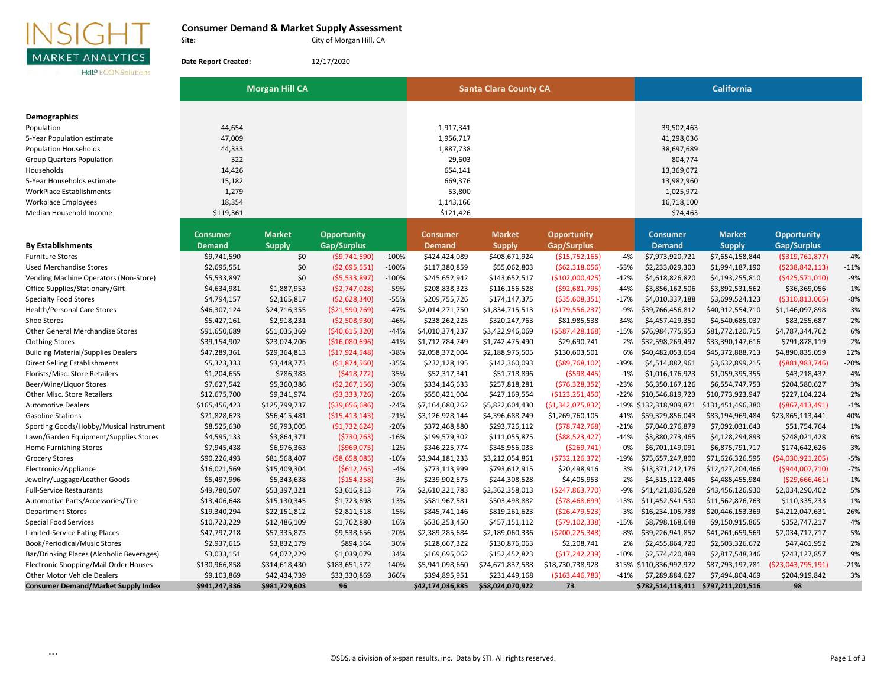INSIGHT MARKET ANALYTICS

HdL® ECONSolutions

# Consumer Demand & Market Supply Assessment

**Site:** City of Morgan Hill, CA

**Date Report Created:** 12/17/2020

| | Morgan Hill CA | | | | Santa Clara County CA | | | | California | | | |
|---|---|---|---|---|---|---|---|---|---|---|---|---|
| **Demographics** | | | | | | | | | | | | |
| Population | 44,654 | | | | 1,917,341 | | | | 39,502,463 | | | |
| 5-Year Population estimate | 47,009 | | | | 1,956,717 | | | | 41,298,036 | | | |
| Population Households | 44,333 | | | | 1,887,738 | | | | 38,697,689 | | | |
| Group Quarters Population | 322 | | | | 29,603 | | | | 804,774 | | | |
| Households | 14,426 | | | | 654,141 | | | | 13,369,072 | | | |
| 5-Year Households estimate | 15,182 | | | | 669,376 | | | | 13,982,960 | | | |
| WorkPlace Establishments | 1,279 | | | | 53,800 | | | | 1,025,972 | | | |
| Workplace Employees | 18,354 | | | | 1,143,166 | | | | 16,718,100 | | | |
| Median Household Income | $119,361 | | | | $121,426 | | | | $74,463 | | | |
| **By Establishments** | **Consumer Demand** | **Market Supply** | **Opportunity Gap/Surplus** | | **Consumer Demand** | **Market Supply** | **Opportunity Gap/Surplus** | | **Consumer Demand** | **Market Supply** | **Opportunity Gap/Surplus** | |
| Furniture Stores | $9,741,590 | $0 | ($9,741,590) | -100% | $424,424,089 | $408,671,924 | ($15,752,165) | -4% | $7,973,920,721 | $7,654,158,844 | ($319,761,877) | -4% |
| Used Merchandise Stores | $2,695,551 | $0 | ($2,695,551) | -100% | $117,380,859 | $55,062,803 | ($62,318,056) | -53% | $2,233,029,303 | $1,994,187,190 | ($238,842,113) | -11% |
| Vending Machine Operators (Non-Store) | $5,533,897 | $0 | ($5,533,897) | -100% | $245,652,942 | $143,652,517 | ($102,000,425) | -42% | $4,618,826,820 | $4,193,255,810 | ($425,571,010) | -9% |
| Office Supplies/Stationary/Gift | $4,634,981 | $1,887,953 | ($2,747,028) | -59% | $208,838,323 | $116,156,528 | ($92,681,795) | -44% | $3,856,162,506 | $3,892,531,562 | $36,369,056 | 1% |
| Specialty Food Stores | $4,794,157 | $2,165,817 | ($2,628,340) | -55% | $209,755,726 | $174,147,375 | ($35,608,351) | -17% | $4,010,337,188 | $3,699,524,123 | ($310,813,065) | -8% |
| Health/Personal Care Stores | $46,307,124 | $24,716,355 | ($21,590,769) | -47% | $2,014,271,750 | $1,834,715,513 | ($179,556,237) | -9% | $39,766,456,812 | $40,912,554,710 | $1,146,097,898 | 3% |
| Shoe Stores | $5,427,161 | $2,918,231 | ($2,508,930) | -46% | $238,262,225 | $320,247,763 | $81,985,538 | 34% | $4,457,429,350 | $4,540,685,037 | $83,255,687 | 2% |
| Other General Merchandise Stores | $91,650,689 | $51,035,369 | ($40,615,320) | -44% | $4,010,374,237 | $3,422,946,069 | ($587,428,168) | -15% | $76,984,775,953 | $81,772,120,715 | $4,787,344,762 | 6% |
| Clothing Stores | $39,154,902 | $23,074,206 | ($16,080,696) | -41% | $1,712,784,749 | $1,742,475,490 | $29,690,741 | 2% | $32,598,269,497 | $33,390,147,616 | $791,878,119 | 2% |
| Building Material/Supplies Dealers | $47,289,361 | $29,364,813 | ($17,924,548) | -38% | $2,058,372,004 | $2,188,975,505 | $130,603,501 | 6% | $40,482,053,654 | $45,372,888,713 | $4,890,835,059 | 12% |
| Direct Selling Establishments | $5,323,333 | $3,448,773 | ($1,874,560) | -35% | $232,128,195 | $142,360,093 | ($89,768,102) | -39% | $4,514,882,961 | $3,632,899,215 | ($881,983,746) | -20% |
| Florists/Misc. Store Retailers | $1,204,655 | $786,383 | ($418,272) | -35% | $52,317,341 | $51,718,896 | ($598,445) | -1% | $1,016,176,923 | $1,059,395,355 | $43,218,432 | 4% |
| Beer/Wine/Liquor Stores | $7,627,542 | $5,360,386 | ($2,267,156) | -30% | $334,146,633 | $257,818,281 | ($76,328,352) | -23% | $6,350,167,126 | $6,554,747,753 | $204,580,627 | 3% |
| Other Misc. Store Retailers | $12,675,700 | $9,341,974 | ($3,333,726) | -26% | $550,421,004 | $427,169,554 | ($123,251,450) | -22% | $10,546,819,723 | $10,773,923,947 | $227,104,224 | 2% |
| Automotive Dealers | $165,456,423 | $125,799,737 | ($39,656,686) | -24% | $7,164,680,262 | $5,822,604,430 | ($1,342,075,832) | -19% | $132,318,909,871 | $131,451,496,380 | ($867,413,491) | -1% |
| Gasoline Stations | $71,828,623 | $56,415,481 | ($15,413,143) | -21% | $3,126,928,144 | $4,396,688,249 | $1,269,760,105 | 41% | $59,329,856,043 | $83,194,969,484 | $23,865,113,441 | 40% |
| Sporting Goods/Hobby/Musical Instrument | $8,525,630 | $6,793,005 | ($1,732,624) | -20% | $372,468,880 | $293,726,112 | ($78,742,768) | -21% | $7,040,276,879 | $7,092,031,643 | $51,754,764 | 1% |
| Lawn/Garden Equipment/Supplies Stores | $4,595,133 | $3,864,371 | ($730,763) | -16% | $199,579,302 | $111,055,875 | ($88,523,427) | -44% | $3,880,273,465 | $4,128,294,893 | $248,021,428 | 6% |
| Home Furnishing Stores | $7,945,438 | $6,976,363 | ($969,075) | -12% | $346,225,774 | $345,956,033 | ($269,741) | 0% | $6,701,149,091 | $6,875,791,717 | $174,642,626 | 3% |
| Grocery Stores | $90,226,493 | $81,568,407 | ($8,658,085) | -10% | $3,944,181,233 | $3,212,054,861 | ($732,126,372) | -19% | $75,657,247,800 | $71,626,326,595 | ($4,030,921,205) | -5% |
| Electronics/Appliance | $16,021,569 | $15,409,304 | ($612,265) | -4% | $773,113,999 | $793,612,915 | $20,498,916 | 3% | $13,371,212,176 | $12,427,204,466 | ($944,007,710) | -7% |
| Jewelry/Luggage/Leather Goods | $5,497,996 | $5,343,638 | ($154,358) | -3% | $239,902,575 | $244,308,528 | $4,405,953 | 2% | $4,515,122,445 | $4,485,455,984 | ($29,666,461) | -1% |
| Full-Service Restaurants | $49,780,507 | $53,397,321 | $3,616,813 | 7% | $2,610,221,783 | $2,362,358,013 | ($247,863,770) | -9% | $41,421,836,528 | $43,456,126,930 | $2,034,290,402 | 5% |
| Automotive Parts/Accessories/Tire | $13,406,648 | $15,130,345 | $1,723,698 | 13% | $581,967,581 | $503,498,882 | ($78,468,699) | -13% | $11,452,541,530 | $11,562,876,763 | $110,335,233 | 1% |
| Department Stores | $19,340,294 | $22,151,812 | $2,811,518 | 15% | $845,741,146 | $819,261,623 | ($26,479,523) | -3% | $16,234,105,738 | $20,446,153,369 | $4,212,047,631 | 26% |
| Special Food Services | $10,723,229 | $12,486,109 | $1,762,880 | 16% | $536,253,450 | $457,151,112 | ($79,102,338) | -15% | $8,798,168,648 | $9,150,915,865 | $352,747,217 | 4% |
| Limited-Service Eating Places | $47,797,218 | $57,335,873 | $9,538,656 | 20% | $2,389,285,684 | $2,189,060,336 | ($200,225,348) | -8% | $39,226,941,852 | $41,261,659,569 | $2,034,717,717 | 5% |
| Book/Periodical/Music Stores | $2,937,615 | $3,832,179 | $894,564 | 30% | $128,667,322 | $130,876,063 | $2,208,741 | 2% | $2,455,864,720 | $2,503,326,672 | $47,461,952 | 2% |
| Bar/Drinking Places (Alcoholic Beverages) | $3,033,151 | $4,072,229 | $1,039,079 | 34% | $169,695,062 | $152,452,823 | ($17,242,239) | -10% | $2,574,420,489 | $2,817,548,346 | $243,127,857 | 9% |
| Electronic Shopping/Mail Order Houses | $130,966,858 | $314,618,430 | $183,651,572 | 140% | $5,941,098,660 | $24,671,837,588 | $18,730,738,928 | 315% | $110,836,992,972 | $87,793,197,781 | ($23,043,795,191) | -21% |
| Other Motor Vehicle Dealers | $9,103,869 | $42,434,739 | $33,330,869 | 366% | $394,895,951 | $231,449,168 | ($163,446,783) | -41% | $7,289,884,627 | $7,494,804,469 | $204,919,842 | 3% |
| **Consumer Demand/Market Supply Index** | **$941,247,336** | **$981,729,603** | **96** | | **$42,174,036,885** | **$58,024,070,922** | **73** | | **$782,514,113,411** | **$797,211,201,516** | **98** | |

...

©SDS, a division of x-span results, inc. Data by STI. All rights reserved.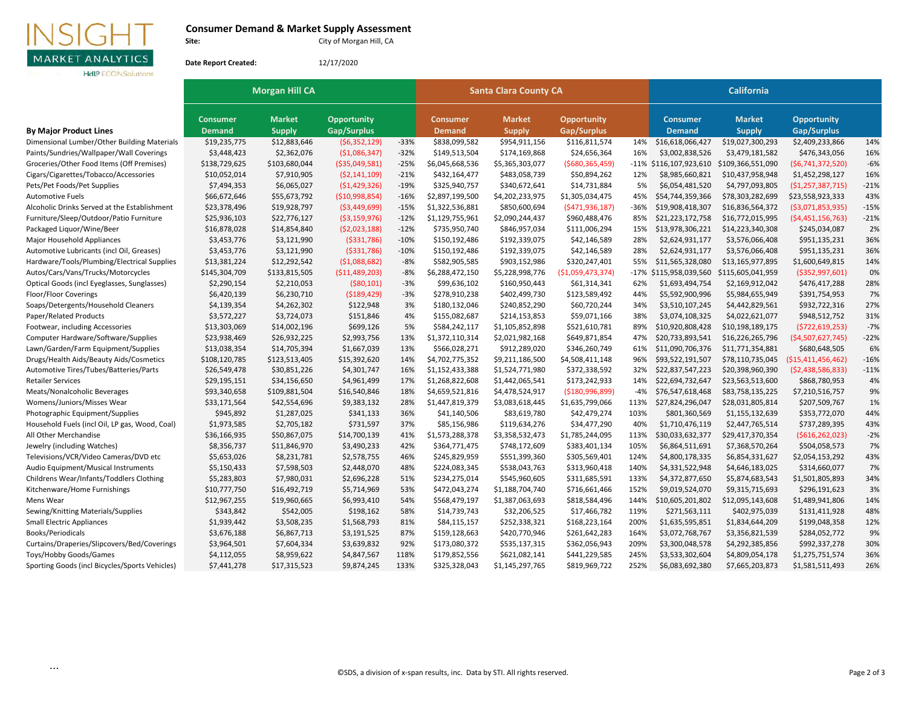INSIGHT MARKET ANALYTICS
HdL® ECONSolutions

## Consumer Demand & Market Supply Assessment

**Site:** City of Morgan Hill, CA

**Date Report Created:** 12/17/2020

| By Major Product Lines | Morgan Hill CA | | | | Santa Clara County CA | | | | California | | | |
|---|---|---|---|---|---|---|---|---|---|---|---|---|
| | Consumer Demand | Market Supply | Opportunity Gap/Surplus | | Consumer Demand | Market Supply | Opportunity Gap/Surplus | | Consumer Demand | Market Supply | Opportunity Gap/Surplus | |
| Dimensional Lumber/Other Building Materials | $19,235,775 | $12,883,646 | ($6,352,129) | -33% | $838,099,582 | $954,911,156 | $116,811,574 | 14% | $16,618,066,427 | $19,027,300,293 | $2,409,233,866 | 14% |
| Paints/Sundries/Wallpaper/Wall Coverings | $3,448,423 | $2,362,076 | ($1,086,347) | -32% | $149,513,504 | $174,169,868 | $24,656,364 | 16% | $3,002,838,526 | $3,479,181,582 | $476,343,056 | 16% |
| Groceries/Other Food Items (Off Premises) | $138,729,625 | $103,680,044 | ($35,049,581) | -25% | $6,045,668,536 | $5,365,303,077 | ($680,365,459) | -11% | $116,107,923,610 | $109,366,551,090 | ($6,741,372,520) | -6% |
| Cigars/Cigarettes/Tobacco/Accessories | $10,052,014 | $7,910,905 | ($2,141,109) | -21% | $432,164,477 | $483,058,739 | $50,894,262 | 12% | $8,985,660,821 | $10,437,958,948 | $1,452,298,127 | 16% |
| Pets/Pet Foods/Pet Supplies | $7,494,353 | $6,065,027 | ($1,429,326) | -19% | $325,940,757 | $340,672,641 | $14,731,884 | 5% | $6,054,481,520 | $4,797,093,805 | ($1,257,387,715) | -21% |
| Automotive Fuels | $66,672,646 | $55,673,792 | ($10,998,854) | -16% | $2,897,199,500 | $4,202,233,975 | $1,305,034,475 | 45% | $54,744,359,366 | $78,303,282,699 | $23,558,923,333 | 43% |
| Alcoholic Drinks Served at the Establishment | $23,378,496 | $19,928,797 | ($3,449,699) | -15% | $1,322,536,881 | $850,600,694 | ($471,936,187) | -36% | $19,908,418,307 | $16,836,564,372 | ($3,071,853,935) | -15% |
| Furniture/Sleep/Outdoor/Patio Furniture | $25,936,103 | $22,776,127 | ($3,159,976) | -12% | $1,129,755,961 | $2,090,244,437 | $960,488,476 | 85% | $21,223,172,758 | $16,772,015,995 | ($4,451,156,763) | -21% |
| Packaged Liquor/Wine/Beer | $16,878,028 | $14,854,840 | ($2,023,188) | -12% | $735,950,740 | $846,957,034 | $111,006,294 | 15% | $13,978,306,221 | $14,223,340,308 | $245,034,087 | 2% |
| Major Household Appliances | $3,453,776 | $3,121,990 | ($331,786) | -10% | $150,192,486 | $192,339,075 | $42,146,589 | 28% | $2,624,931,177 | $3,576,066,408 | $951,135,231 | 36% |
| Automotive Lubricants (incl Oil, Greases) | $3,453,776 | $3,121,990 | ($331,786) | -10% | $150,192,486 | $192,339,075 | $42,146,589 | 28% | $2,624,931,177 | $3,576,066,408 | $951,135,231 | 36% |
| Hardware/Tools/Plumbing/Electrical Supplies | $13,381,224 | $12,292,542 | ($1,088,682) | -8% | $582,905,585 | $903,152,986 | $320,247,401 | 55% | $11,565,328,080 | $13,165,977,895 | $1,600,649,815 | 14% |
| Autos/Cars/Vans/Trucks/Motorcycles | $145,304,709 | $133,815,505 | ($11,489,203) | -8% | $6,288,472,150 | $5,228,998,776 | ($1,059,473,374) | -17% | $115,958,039,560 | $115,605,041,959 | ($352,997,601) | 0% |
| Optical Goods (incl Eyeglasses, Sunglasses) | $2,290,154 | $2,210,053 | ($80,101) | -3% | $99,636,102 | $160,950,443 | $61,314,341 | 62% | $1,693,494,754 | $2,169,912,042 | $476,417,288 | 28% |
| Floor/Floor Coverings | $6,420,139 | $6,230,710 | ($189,429) | -3% | $278,910,238 | $402,499,730 | $123,589,492 | 44% | $5,592,900,996 | $5,984,655,949 | $391,754,953 | 7% |
| Soaps/Detergents/Household Cleaners | $4,139,354 | $4,262,302 | $122,948 | 3% | $180,132,046 | $240,852,290 | $60,720,244 | 34% | $3,510,107,245 | $4,442,829,561 | $932,722,316 | 27% |
| Paper/Related Products | $3,572,227 | $3,724,073 | $151,846 | 4% | $155,082,687 | $214,153,853 | $59,071,166 | 38% | $3,074,108,325 | $4,022,621,077 | $948,512,752 | 31% |
| Footwear, including Accessories | $13,303,069 | $14,002,196 | $699,126 | 5% | $584,242,117 | $1,105,852,898 | $521,610,781 | 89% | $10,920,808,428 | $10,198,189,175 | ($722,619,253) | -7% |
| Computer Hardware/Software/Supplies | $23,938,469 | $26,932,225 | $2,993,756 | 13% | $1,372,110,314 | $2,021,982,168 | $649,871,854 | 47% | $20,733,893,541 | $16,226,265,796 | ($4,507,627,745) | -22% |
| Lawn/Garden/Farm Equipment/Supplies | $13,038,354 | $14,705,394 | $1,667,039 | 13% | $566,028,271 | $912,289,020 | $346,260,749 | 61% | $11,090,706,376 | $11,771,354,881 | $680,648,505 | 6% |
| Drugs/Health Aids/Beauty Aids/Cosmetics | $108,120,785 | $123,513,405 | $15,392,620 | 14% | $4,702,775,352 | $9,211,186,500 | $4,508,411,148 | 96% | $93,522,191,507 | $78,110,735,045 | ($15,411,456,462) | -16% |
| Automotive Tires/Tubes/Batteries/Parts | $26,549,478 | $30,851,226 | $4,301,747 | 16% | $1,152,433,388 | $1,524,771,980 | $372,338,592 | 32% | $22,837,547,223 | $20,398,960,390 | ($2,438,586,833) | -11% |
| Retailer Services | $29,195,151 | $34,156,650 | $4,961,499 | 17% | $1,268,822,608 | $1,442,065,541 | $173,242,933 | 14% | $22,694,732,647 | $23,563,513,600 | $868,780,953 | 4% |
| Meats/Nonalcoholic Beverages | $93,340,658 | $109,881,504 | $16,540,846 | 18% | $4,659,521,816 | $4,478,524,917 | ($180,996,899) | -4% | $76,547,618,468 | $83,758,135,225 | $7,210,516,757 | 9% |
| Womens/Juniors/Misses Wear | $33,171,564 | $42,554,696 | $9,383,132 | 28% | $1,447,819,379 | $3,083,618,445 | $1,635,799,066 | 113% | $27,824,296,047 | $28,031,805,814 | $207,509,767 | 1% |
| Photographic Equipment/Supplies | $945,892 | $1,287,025 | $341,133 | 36% | $41,140,506 | $83,619,780 | $42,479,274 | 103% | $801,360,569 | $1,155,132,639 | $353,772,070 | 44% |
| Household Fuels (incl Oil, LP gas, Wood, Coal) | $1,973,585 | $2,705,182 | $731,597 | 37% | $85,156,986 | $119,634,276 | $34,477,290 | 40% | $1,710,476,119 | $2,447,765,514 | $737,289,395 | 43% |
| All Other Merchandise | $36,166,935 | $50,867,075 | $14,700,139 | 41% | $1,573,288,378 | $3,358,532,473 | $1,785,244,095 | 113% | $30,033,632,377 | $29,417,370,354 | ($616,262,023) | -2% |
| Jewelry (including Watches) | $8,356,737 | $11,846,970 | $3,490,233 | 42% | $364,771,475 | $748,172,609 | $383,401,134 | 105% | $6,864,511,691 | $7,368,570,264 | $504,058,573 | 7% |
| Televisions/VCR/Video Cameras/DVD etc | $5,653,026 | $8,231,781 | $2,578,755 | 46% | $245,829,959 | $551,399,360 | $305,569,401 | 124% | $4,800,178,335 | $6,854,331,627 | $2,054,153,292 | 43% |
| Audio Equipment/Musical Instruments | $5,150,433 | $7,598,503 | $2,448,070 | 48% | $224,083,345 | $538,043,763 | $313,960,418 | 140% | $4,331,522,948 | $4,646,183,025 | $314,660,077 | 7% |
| Childrens Wear/Infants/Toddlers Clothing | $5,283,803 | $7,980,031 | $2,696,228 | 51% | $234,275,014 | $545,960,605 | $311,685,591 | 133% | $4,372,877,650 | $5,874,683,543 | $1,501,805,893 | 34% |
| Kitchenware/Home Furnishings | $10,777,750 | $16,492,719 | $5,714,969 | 53% | $472,043,274 | $1,188,704,740 | $716,661,466 | 152% | $9,019,524,070 | $9,315,715,693 | $296,191,623 | 3% |
| Mens Wear | $12,967,255 | $19,960,665 | $6,993,410 | 54% | $568,479,197 | $1,387,063,693 | $818,584,496 | 144% | $10,605,201,802 | $12,095,143,608 | $1,489,941,806 | 14% |
| Sewing/Knitting Materials/Supplies | $343,842 | $542,005 | $198,162 | 58% | $14,739,743 | $32,206,525 | $17,466,782 | 119% | $271,563,111 | $402,975,039 | $131,411,928 | 48% |
| Small Electric Appliances | $1,939,442 | $3,508,235 | $1,568,793 | 81% | $84,115,157 | $252,338,321 | $168,223,164 | 200% | $1,635,595,851 | $1,834,644,209 | $199,048,358 | 12% |
| Books/Periodicals | $3,676,188 | $6,867,713 | $3,191,525 | 87% | $159,128,663 | $420,770,946 | $261,642,283 | 164% | $3,072,768,767 | $3,356,821,539 | $284,052,772 | 9% |
| Curtains/Draperies/Slipcovers/Bed/Coverings | $3,964,501 | $7,604,334 | $3,639,832 | 92% | $173,080,372 | $535,137,315 | $362,056,943 | 209% | $3,300,048,578 | $4,292,385,856 | $992,337,278 | 30% |
| Toys/Hobby Goods/Games | $4,112,055 | $8,959,622 | $4,847,567 | 118% | $179,852,556 | $621,082,141 | $441,229,585 | 245% | $3,533,302,604 | $4,809,054,178 | $1,275,751,574 | 36% |
| Sporting Goods (incl Bicycles/Sports Vehicles) | $7,441,278 | $17,315,523 | $9,874,245 | 133% | $325,328,043 | $1,145,297,765 | $819,969,722 | 252% | $6,083,692,380 | $7,665,203,873 | $1,581,511,493 | 26% |

...

©SDS, a division of x-span results, inc. Data by STI. All rights reserved.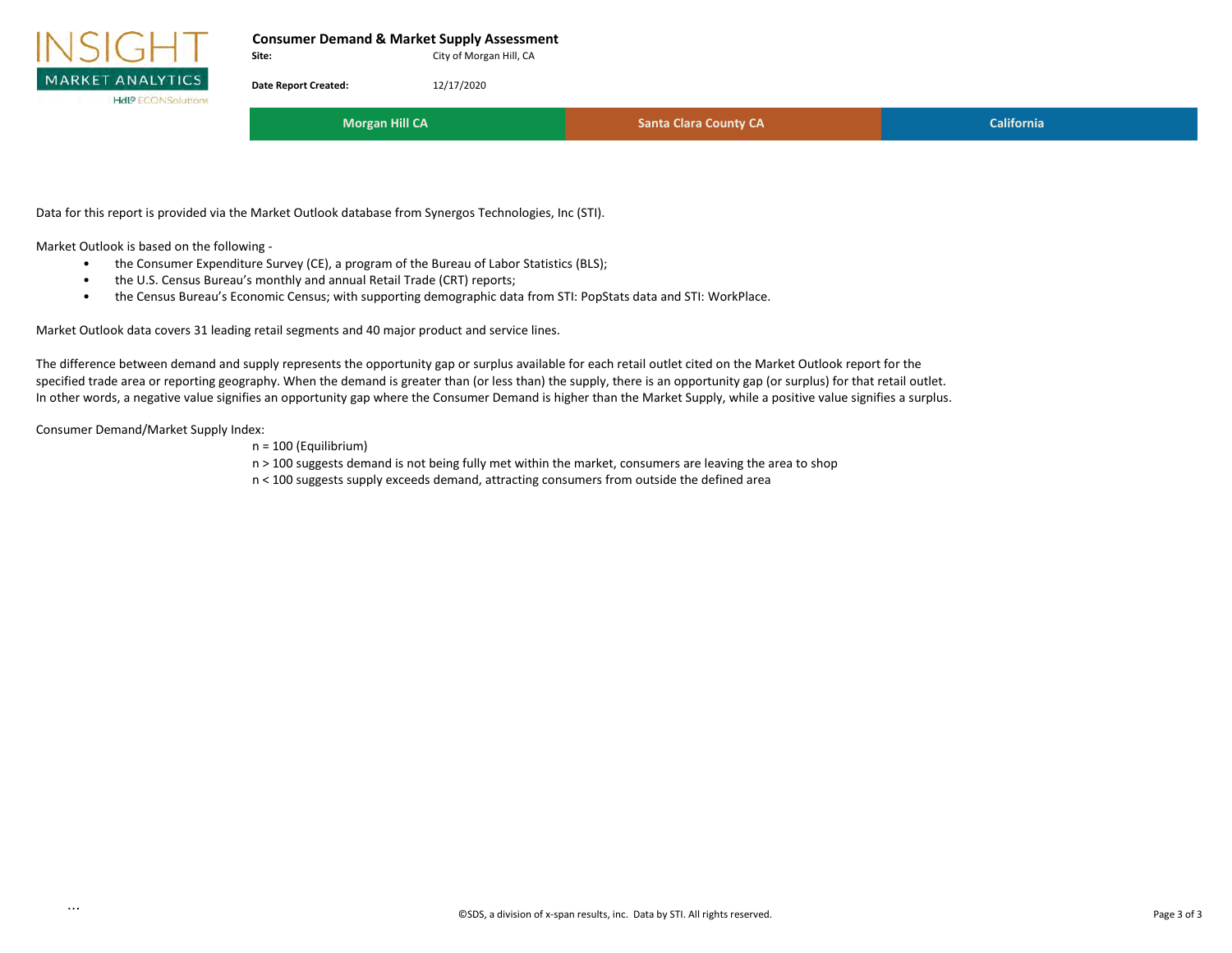**Consumer Demand & Market Supply Assessment**

**Site:** City of Morgan Hill, CA

**Date Report Created:** 12/17/2020

| Morgan Hill CA | Santa Clara County CA | California |
|---|---|---|

Data for this report is provided via the Market Outlook database from Synergos Technologies, Inc (STI).

Market Outlook is based on the following -

- the Consumer Expenditure Survey (CE), a program of the Bureau of Labor Statistics (BLS);
- the U.S. Census Bureau's monthly and annual Retail Trade (CRT) reports;
- the Census Bureau's Economic Census; with supporting demographic data from STI: PopStats data and STI: WorkPlace.

Market Outlook data covers 31 leading retail segments and 40 major product and service lines.

The difference between demand and supply represents the opportunity gap or surplus available for each retail outlet cited on the Market Outlook report for the specified trade area or reporting geography. When the demand is greater than (or less than) the supply, there is an opportunity gap (or surplus) for that retail outlet. In other words, a negative value signifies an opportunity gap where the Consumer Demand is higher than the Market Supply, while a positive value signifies a surplus.

Consumer Demand/Market Supply Index:

n = 100 (Equilibrium)

n > 100 suggests demand is not being fully met within the market, consumers are leaving the area to shop

n < 100 suggests supply exceeds demand, attracting consumers from outside the defined area

...

©SDS, a division of x-span results, inc. Data by STI. All rights reserved.